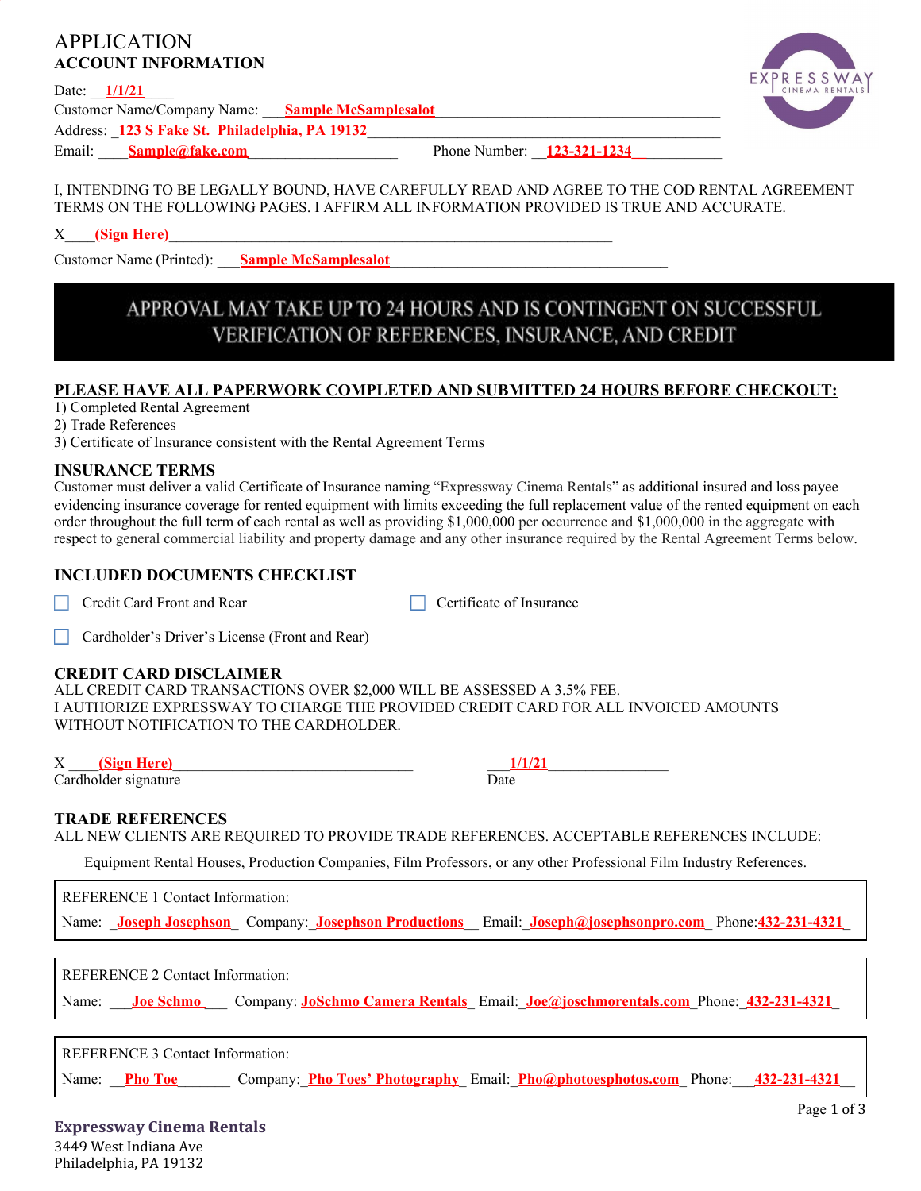# APPLICATION

## ACCOUNT INFORMATION

Date: **1/1/21**

Customer Name/Company Name: **Sample McSamplesalot**

Address: **123 S Fake St. Philadelphia, PA 19132**

Email: **Sample@fake.com** Phone Number: **123-321-1234**

I, INTENDING TO BE LEGALLY BOUND, HAVE CAREFULLY READ AND AGREE TO THE COD RENTAL AGREEMENT TERMS ON THE FOLLOWING PAGES. I AFFIRM ALL INFORMATION PROVIDED IS TRUE AND ACCURATE.

X **(Sign Here)**

Customer Name (Printed): **Sample McSamplesalot**

**APPROVAL MAY TAKE UP TO 24 HOURS AND IS CONTINGENT ON SUCCESSFUL VERIFICATION OF REFERENCES, INSURANCE, AND CREDIT**

**PLEASE HAVE ALL PAPERWORK COMPLETED AND SUBMITTED 24 HOURS BEFORE CHECKOUT:**

1) Completed Rental Agreement
2) Trade References
3) Certificate of Insurance consistent with the Rental Agreement Terms

## INSURANCE TERMS

Customer must deliver a valid Certificate of Insurance naming "Expressway Cinema Rentals" as additional insured and loss payee evidencing insurance coverage for rented equipment with limits exceeding the full replacement value of the rented equipment on each order throughout the full term of each rental as well as providing $1,000,000 per occurrence and $1,000,000 in the aggregate with respect to general commercial liability and property damage and any other insurance required by the Rental Agreement Terms below.

## INCLUDED DOCUMENTS CHECKLIST

- ☐ Credit Card Front and Rear
- ☐ Certificate of Insurance
- ☐ Cardholder's Driver's License (Front and Rear)

## CREDIT CARD DISCLAIMER

ALL CREDIT CARD TRANSACTIONS OVER $2,000 WILL BE ASSESSED A 3.5% FEE.
I AUTHORIZE EXPRESSWAY TO CHARGE THE PROVIDED CREDIT CARD FOR ALL INVOICED AMOUNTS WITHOUT NOTIFICATION TO THE CARDHOLDER.

X **(Sign Here)** — Cardholder signature

**1/1/21** — Date

## TRADE REFERENCES

ALL NEW CLIENTS ARE REQUIRED TO PROVIDE TRADE REFERENCES. ACCEPTABLE REFERENCES INCLUDE:

Equipment Rental Houses, Production Companies, Film Professors, or any other Professional Film Industry References.

REFERENCE 1 Contact Information:
Name: **Joseph Josephson** Company: **Josephson Productions** Email: **Joseph@josephsonpro.com** Phone: **432-231-4321**

REFERENCE 2 Contact Information:
Name: **Joe Schmo** Company: **JoSchmo Camera Rentals** Email: **Joe@joschmorentals.com** Phone: **432-231-4321**

REFERENCE 3 Contact Information:
Name: **Pho Toe** Company: **Pho Toes' Photography** Email: **Pho@photoesphotos.com** Phone: **432-231-4321**

**Expressway Cinema Rentals**
3449 West Indiana Ave
Philadelphia, PA 19132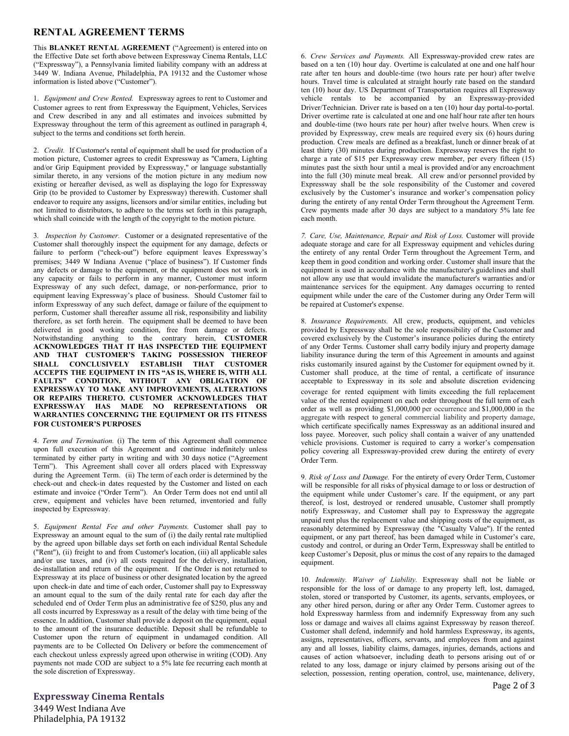## RENTAL AGREEMENT TERMS

This **BLANKET RENTAL AGREEMENT** ("Agreement) is entered into on the Effective Date set forth above between Expressway Cinema Rentals, LLC ("Expressway"), a Pennsylvania limited liability company with an address at 3449 W. Indiana Avenue, Philadelphia, PA 19132 and the Customer whose information is listed above ("Customer").

1. *Equipment and Crew Rented.* Expressway agrees to rent to Customer and Customer agrees to rent from Expressway the Equipment, Vehicles, Services and Crew described in any and all estimates and invoices submitted by Expressway throughout the term of this agreement as outlined in paragraph 4, subject to the terms and conditions set forth herein.

2. *Credit.* If Customer's rental of equipment shall be used for production of a motion picture, Customer agrees to credit Expressway as "Camera, Lighting and/or Grip Equipment provided by Expressway," or language substantially similar thereto, in any versions of the motion picture in any medium now existing or hereafter devised, as well as displaying the logo for Expressway Grip (to be provided to Customer by Expressway) therewith. Customer shall endeavor to require any assigns, licensors and/or similar entities, including but not limited to distributors, to adhere to the terms set forth in this paragraph, which shall coincide with the length of the copyright to the motion picture.

3. *Inspection by Customer.* Customer or a designated representative of the Customer shall thoroughly inspect the equipment for any damage, defects or failure to perform ("check-out") before equipment leaves Expressway's premises; 3449 W Indiana Avenue ("place of business"). If Customer finds any defects or damage to the equipment, or the equipment does not work in any capacity or fails to perform in any manner, Customer must inform Expressway of any such defect, damage, or non-performance, prior to equipment leaving Expressway's place of business. Should Customer fail to inform Expressway of any such defect, damage or failure of the equipment to perform, Customer shall thereafter assume all risk, responsibility and liability therefore, as set forth herein. The equipment shall be deemed to have been delivered in good working condition, free from damage or defects. Notwithstanding anything to the contrary herein, **CUSTOMER ACKNOWLEDGES THAT IT HAS INSPECTED THE EQUIPMENT AND THAT CUSTOMER'S TAKING POSSESSION THEREOF SHALL CONCLUSIVELY ESTABLISH THAT CUSTOMER ACCEPTS THE EQUIPMENT IN ITS "AS IS, WHERE IS, WITH ALL FAULTS" CONDITION, WITHOUT ANY OBLIGATION OF EXPRESSWAY TO MAKE ANY IMPROVEMENTS, ALTERATIONS OR REPAIRS THERETO. CUSTOMER ACKNOWLEDGES THAT EXPRESSWAY HAS MADE NO REPRESENTATIONS OR WARRANTIES CONCERNING THE EQUIPMENT OR ITS FITNESS FOR CUSTOMER'S PURPOSES**

4. *Term and Termination.* (i) The term of this Agreement shall commence upon full execution of this Agreement and continue indefinitely unless terminated by either party in writing and with 30 days notice ("Agreement Term"). This Agreement shall cover all orders placed with Expressway during the Agreement Term. (ii) The term of each order is determined by the check-out and check-in dates requested by the Customer and listed on each estimate and invoice ("Order Term"). An Order Term does not end until all crew, equipment and vehicles have been returned, inventoried and fully inspected by Expressway.

5. *Equipment Rental Fee and other Payments.* Customer shall pay to Expressway an amount equal to the sum of (i) the daily rental rate multiplied by the agreed upon billable days set forth on each individual Rental Schedule ("Rent"), (ii) freight to and from Customer's location, (iii) all applicable sales and/or use taxes, and (iv) all costs required for the delivery, installation, de-installation and return of the equipment. If the Order is not returned to Expressway at its place of business or other designated location by the agreed upon check-in date and time of each order, Customer shall pay to Expressway an amount equal to the sum of the daily rental rate for each day after the scheduled end of Order Term plus an administrative fee of $250, plus any and all costs incurred by Expressway as a result of the delay with time being of the essence. In addition, Customer shall provide a deposit on the equipment, equal to the amount of the insurance deductible. Deposit shall be refundable to Customer upon the return of equipment in undamaged condition. All payments are to be Collected On Delivery or before the commencement of each checkout unless expressly agreed upon otherwise in writing (COD). Any payments not made COD are subject to a 5% late fee recurring each month at the sole discretion of Expressway.

6. *Crew Services and Payments.* All Expressway-provided crew rates are based on a ten (10) hour day. Overtime is calculated at one and one half hour rate after ten hours and double-time (two hours rate per hour) after twelve hours. Travel time is calculated at straight hourly rate based on the standard ten (10) hour day. US Department of Transportation requires all Expressway vehicle rentals to be accompanied by an Expressway-provided Driver/Technician. Driver rate is based on a ten (10) hour day portal-to-portal. Driver overtime rate is calculated at one and one half hour rate after ten hours and double-time (two hours rate per hour) after twelve hours. When crew is provided by Expressway, crew meals are required every six (6) hours during production. Crew meals are defined as a breakfast, lunch or dinner break of at least thirty (30) minutes during production. Expressway reserves the right to charge a rate of $15 per Expressway crew member, per every fifteen (15) minutes past the sixth hour until a meal is provided and/or any encroachment into the full (30) minute meal break. All crew and/or personnel provided by Expressway shall be the sole responsibility of the Customer and covered exclusively by the Customer's insurance and worker's compensation policy during the entirety of any rental Order Term throughout the Agreement Term. Crew payments made after 30 days are subject to a mandatory 5% late fee each month.

7. *Care, Use, Maintenance, Repair and Risk of Loss.* Customer will provide adequate storage and care for all Expressway equipment and vehicles during the entirety of any rental Order Term throughout the Agreement Term, and keep them in good condition and working order. Customer shall insure that the equipment is used in accordance with the manufacturer's guidelines and shall not allow any use that would invalidate the manufacturer's warranties and/or maintenance services for the equipment. Any damages occurring to rented equipment while under the care of the Customer during any Order Term will be repaired at Customer's expense.

8. *Insurance Requirements.* All crew, products, equipment, and vehicles provided by Expressway shall be the sole responsibility of the Customer and covered exclusively by the Customer's insurance policies during the entirety of any Order Terms. Customer shall carry bodily injury and property damage liability insurance during the term of this Agreement in amounts and against risks customarily insured against by the Customer for equipment owned by it. Customer shall produce, at the time of rental, a certificate of insurance acceptable to Expressway in its sole and absolute discretion evidencing coverage for rented equipment with limits exceeding the full replacement value of the rented equipment on each order throughout the full term of each order as well as providing $1,000,000 per occurrence and $1,000,000 in the aggregate with respect to general commercial liability and property damage, which certificate specifically names Expressway as an additional insured and loss payee. Moreover, such policy shall contain a waiver of any unattended vehicle provisions. Customer is required to carry a worker's compensation policy covering all Expressway-provided crew during the entirety of every Order Term.

9. *Risk of Loss and Damage.* For the entirety of every Order Term, Customer will be responsible for all risks of physical damage to or loss or destruction of the equipment while under Customer's care. If the equipment, or any part thereof, is lost, destroyed or rendered unusable, Customer shall promptly notify Expressway, and Customer shall pay to Expressway the aggregate unpaid rent plus the replacement value and shipping costs of the equipment, as reasonably determined by Expressway (the "Casualty Value"). If the rented equipment, or any part thereof, has been damaged while in Customer's care, custody and control, or during an Order Term, Expressway shall be entitled to keep Customer's Deposit, plus or minus the cost of any repairs to the damaged equipment.

10. *Indemnity. Waiver of Liability.* Expressway shall not be liable or responsible for the loss of or damage to any property left, lost, damaged, stolen, stored or transported by Customer, its agents, servants, employees, or any other hired person, during or after any Order Term. Customer agrees to hold Expressway harmless from and indemnify Expressway from any such loss or damage and waives all claims against Expressway by reason thereof. Customer shall defend, indemnify and hold harmless Expressway, its agents, assigns, representatives, officers, servants, and employees from and against any and all losses, liability claims, damages, injuries, demands, actions and causes of action whatsoever, including death to persons arising out of or related to any loss, damage or injury claimed by persons arising out of the selection, possession, renting operation, control, use, maintenance, delivery,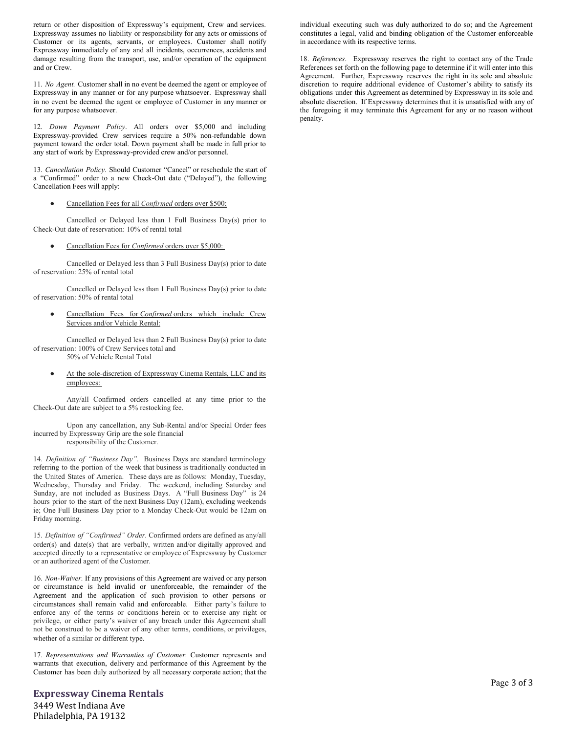return or other disposition of Expressway's equipment, Crew and services. Expressway assumes no liability or responsibility for any acts or omissions of Customer or its agents, servants, or employees. Customer shall notify Expressway immediately of any and all incidents, occurrences, accidents and damage resulting from the transport, use, and/or operation of the equipment and or Crew.

11. *No Agent.* Customer shall in no event be deemed the agent or employee of Expressway in any manner or for any purpose whatsoever. Expressway shall in no event be deemed the agent or employee of Customer in any manner or for any purpose whatsoever.

12. *Down Payment Policy*. All orders over $5,000 and including Expressway-provided Crew services require a 50% non-refundable down payment toward the order total. Down payment shall be made in full prior to any start of work by Expressway-provided crew and/or personnel.

13. *Cancellation Policy*. Should Customer "Cancel" or reschedule the start of a "Confirmed" order to a new Check-Out date ("Delayed"), the following Cancellation Fees will apply:

- Cancellation Fees for all *Confirmed* orders over $500:

Cancelled or Delayed less than 1 Full Business Day(s) prior to Check-Out date of reservation: 10% of rental total

- Cancellation Fees for *Confirmed* orders over $5,000:

Cancelled or Delayed less than 3 Full Business Day(s) prior to date of reservation: 25% of rental total

Cancelled or Delayed less than 1 Full Business Day(s) prior to date of reservation: 50% of rental total

- Cancellation Fees for *Confirmed* orders which include Crew Services and/or Vehicle Rental:

Cancelled or Delayed less than 2 Full Business Day(s) prior to date of reservation: 100% of Crew Services total and 50% of Vehicle Rental Total

- At the sole-discretion of Expressway Cinema Rentals, LLC and its employees:

Any/all Confirmed orders cancelled at any time prior to the Check-Out date are subject to a 5% restocking fee.

Upon any cancellation, any Sub-Rental and/or Special Order fees incurred by Expressway Grip are the sole financial responsibility of the Customer.

14. *Definition of "Business Day".* Business Days are standard terminology referring to the portion of the week that business is traditionally conducted in the United States of America. These days are as follows: Monday, Tuesday, Wednesday, Thursday and Friday. The weekend, including Saturday and Sunday, are not included as Business Days. A "Full Business Day" is 24 hours prior to the start of the next Business Day (12am), excluding weekends ie; One Full Business Day prior to a Monday Check-Out would be 12am on Friday morning.

15. *Definition of "Confirmed" Order.* Confirmed orders are defined as any/all order(s) and date(s) that are verbally, written and/or digitally approved and accepted directly to a representative or employee of Expressway by Customer or an authorized agent of the Customer.

16. *Non-Waiver.* If any provisions of this Agreement are waived or any person or circumstance is held invalid or unenforceable, the remainder of the Agreement and the application of such provision to other persons or circumstances shall remain valid and enforceable. Either party's failure to enforce any of the terms or conditions herein or to exercise any right or privilege, or either party's waiver of any breach under this Agreement shall not be construed to be a waiver of any other terms, conditions, or privileges, whether of a similar or different type.

17. *Representations and Warranties of Customer.* Customer represents and warrants that execution, delivery and performance of this Agreement by the Customer has been duly authorized by all necessary corporate action; that the individual executing such was duly authorized to do so; and the Agreement constitutes a legal, valid and binding obligation of the Customer enforceable in accordance with its respective terms.

18. *References*. Expressway reserves the right to contact any of the Trade References set forth on the following page to determine if it will enter into this Agreement. Further, Expressway reserves the right in its sole and absolute discretion to require additional evidence of Customer's ability to satisfy its obligations under this Agreement as determined by Expressway in its sole and absolute discretion. If Expressway determines that it is unsatisfied with any of the foregoing it may terminate this Agreement for any or no reason without penalty.

**Expressway Cinema Rentals**
3449 West Indiana Ave
Philadelphia, PA 19132